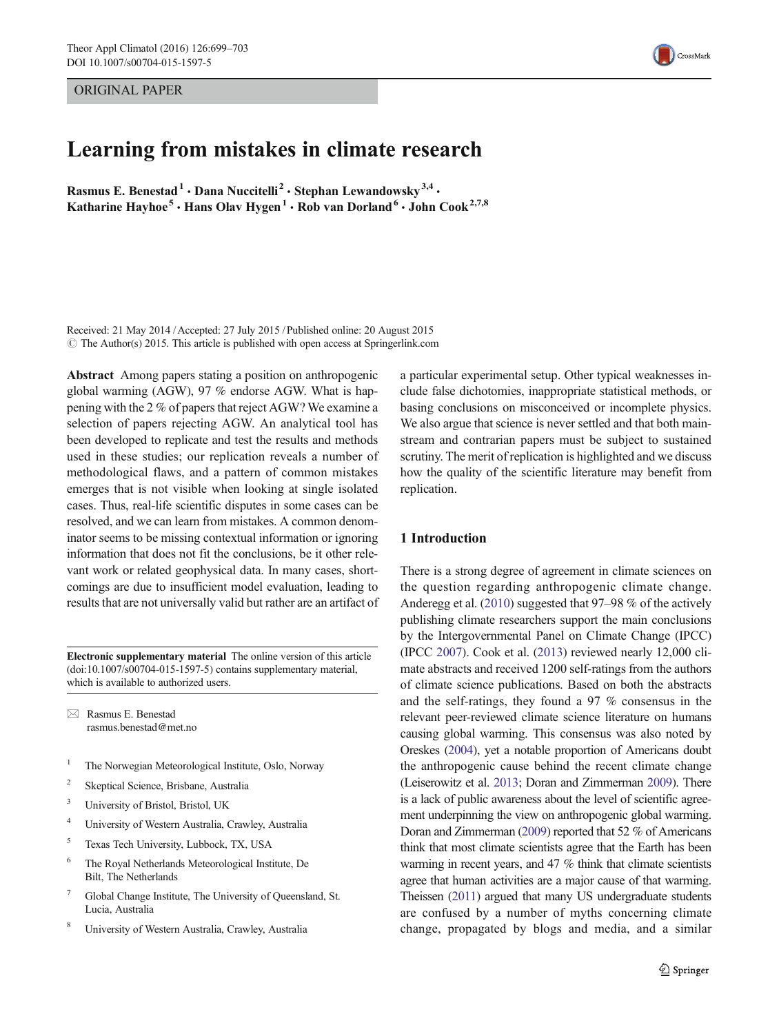ORIGINAL PAPER

# Learning from mistakes in climate research

**Rasmus E. Benestad[1] · Dana Nuccitelli[2] · Stephan Lewandowsky[3,4] · Katharine Hayhoe[5] · Hans Olav Hygen[1] · Rob van Dorland[6] · John Cook[2,7,8]**

Received: 21 May 2014 / Accepted: 27 July 2015 / Published online: 20 August 2015
© The Author(s) 2015. This article is published with open access at Springerlink.com

**Abstract** Among papers stating a position on anthropogenic global warming (AGW), 97 % endorse AGW. What is happening with the 2 % of papers that reject AGW? We examine a selection of papers rejecting AGW. An analytical tool has been developed to replicate and test the results and methods used in these studies; our replication reveals a number of methodological flaws, and a pattern of common mistakes emerges that is not visible when looking at single isolated cases. Thus, real-life scientific disputes in some cases can be resolved, and we can learn from mistakes. A common denominator seems to be missing contextual information or ignoring information that does not fit the conclusions, be it other relevant work or related geophysical data. In many cases, shortcomings are due to insufficient model evaluation, leading to results that are not universally valid but rather are an artifact of a particular experimental setup. Other typical weaknesses include false dichotomies, inappropriate statistical methods, or basing conclusions on misconceived or incomplete physics. We also argue that science is never settled and that both mainstream and contrarian papers must be subject to sustained scrutiny. The merit of replication is highlighted and we discuss how the quality of the scientific literature may benefit from replication.

**Electronic supplementary material** The online version of this article (doi:10.1007/s00704-015-1597-5) contains supplementary material, which is available to authorized users.

✉ Rasmus E. Benestad
rasmus.benestad@met.no

1 The Norwegian Meteorological Institute, Oslo, Norway

2 Skeptical Science, Brisbane, Australia

3 University of Bristol, Bristol, UK

4 University of Western Australia, Crawley, Australia

5 Texas Tech University, Lubbock, TX, USA

6 The Royal Netherlands Meteorological Institute, De Bilt, The Netherlands

7 Global Change Institute, The University of Queensland, St. Lucia, Australia

8 University of Western Australia, Crawley, Australia

## 1 Introduction

There is a strong degree of agreement in climate sciences on the question regarding anthropogenic climate change. Anderegg et al. (2010) suggested that 97–98 % of the actively publishing climate researchers support the main conclusions by the Intergovernmental Panel on Climate Change (IPCC) (IPCC 2007). Cook et al. (2013) reviewed nearly 12,000 climate abstracts and received 1200 self-ratings from the authors of climate science publications. Based on both the abstracts and the self-ratings, they found a 97 % consensus in the relevant peer-reviewed climate science literature on humans causing global warming. This consensus was also noted by Oreskes (2004), yet a notable proportion of Americans doubt the anthropogenic cause behind the recent climate change (Leiserowitz et al. 2013; Doran and Zimmerman 2009). There is a lack of public awareness about the level of scientific agreement underpinning the view on anthropogenic global warming. Doran and Zimmerman (2009) reported that 52 % of Americans think that most climate scientists agree that the Earth has been warming in recent years, and 47 % think that climate scientists agree that human activities are a major cause of that warming. Theissen (2011) argued that many US undergraduate students are confused by a number of myths concerning climate change, propagated by blogs and media, and a similar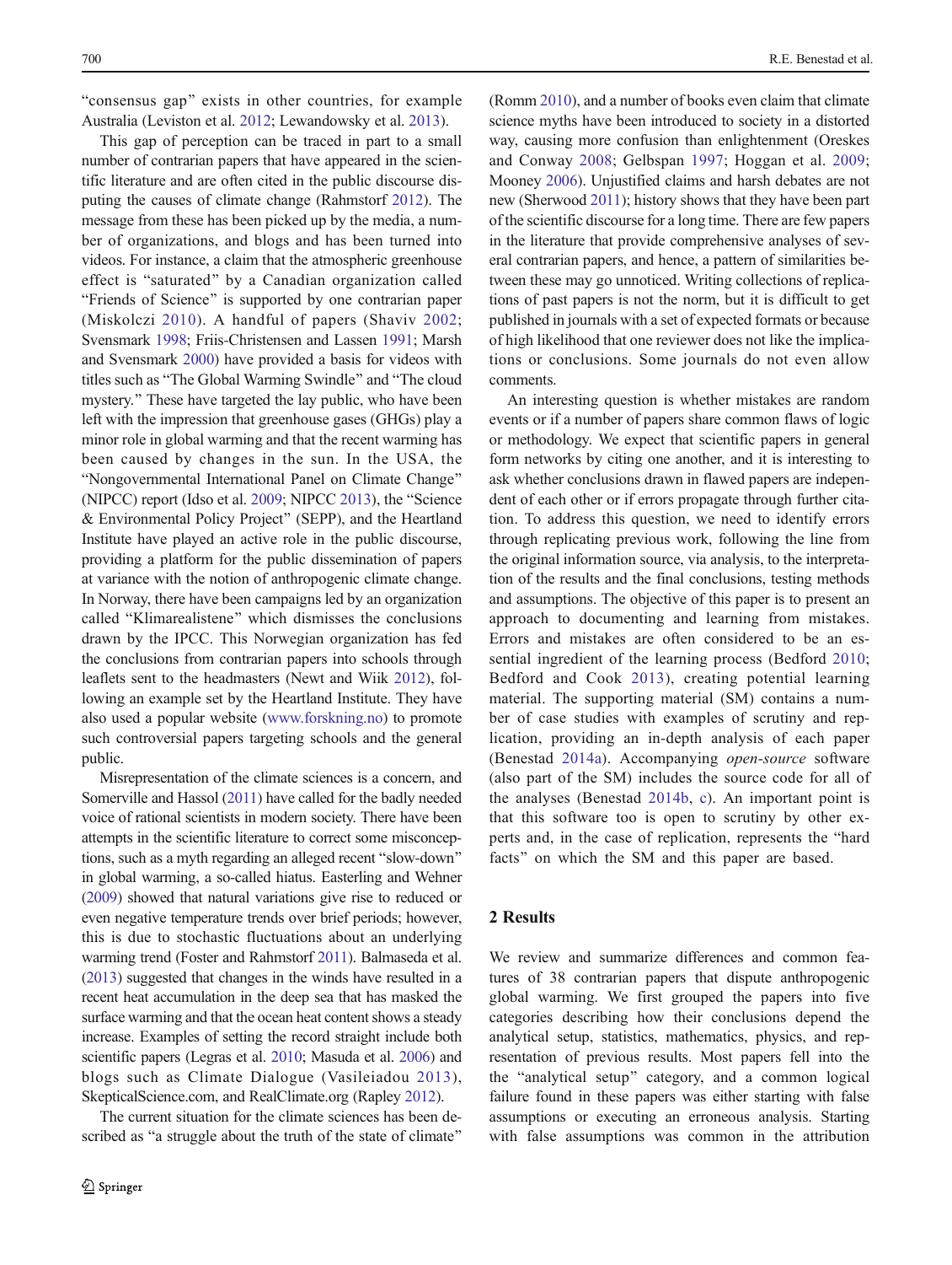"consensus gap" exists in other countries, for example Australia (Leviston et al. 2012; Lewandowsky et al. 2013).

This gap of perception can be traced in part to a small number of contrarian papers that have appeared in the scientific literature and are often cited in the public discourse disputing the causes of climate change (Rahmstorf 2012). The message from these has been picked up by the media, a number of organizations, and blogs and has been turned into videos. For instance, a claim that the atmospheric greenhouse effect is "saturated" by a Canadian organization called "Friends of Science" is supported by one contrarian paper (Miskolczi 2010). A handful of papers (Shaviv 2002; Svensmark 1998; Friis-Christensen and Lassen 1991; Marsh and Svensmark 2000) have provided a basis for videos with titles such as "The Global Warming Swindle" and "The cloud mystery." These have targeted the lay public, who have been left with the impression that greenhouse gases (GHGs) play a minor role in global warming and that the recent warming has been caused by changes in the sun. In the USA, the "Nongovernmental International Panel on Climate Change" (NIPCC) report (Idso et al. 2009; NIPCC 2013), the "Science & Environmental Policy Project" (SEPP), and the Heartland Institute have played an active role in the public discourse, providing a platform for the public dissemination of papers at variance with the notion of anthropogenic climate change. In Norway, there have been campaigns led by an organization called "Klimarealistene" which dismisses the conclusions drawn by the IPCC. This Norwegian organization has fed the conclusions from contrarian papers into schools through leaflets sent to the headmasters (Newt and Wiik 2012), following an example set by the Heartland Institute. They have also used a popular website (www.forskning.no) to promote such controversial papers targeting schools and the general public.

Misrepresentation of the climate sciences is a concern, and Somerville and Hassol (2011) have called for the badly needed voice of rational scientists in modern society. There have been attempts in the scientific literature to correct some misconceptions, such as a myth regarding an alleged recent "slow-down" in global warming, a so-called hiatus. Easterling and Wehner (2009) showed that natural variations give rise to reduced or even negative temperature trends over brief periods; however, this is due to stochastic fluctuations about an underlying warming trend (Foster and Rahmstorf 2011). Balmaseda et al. (2013) suggested that changes in the winds have resulted in a recent heat accumulation in the deep sea that has masked the surface warming and that the ocean heat content shows a steady increase. Examples of setting the record straight include both scientific papers (Legras et al. 2010; Masuda et al. 2006) and blogs such as Climate Dialogue (Vasileiadou 2013), SkepticalScience.com, and RealClimate.org (Rapley 2012).

The current situation for the climate sciences has been described as "a struggle about the truth of the state of climate" (Romm 2010), and a number of books even claim that climate science myths have been introduced to society in a distorted way, causing more confusion than enlightenment (Oreskes and Conway 2008; Gelbspan 1997; Hoggan et al. 2009; Mooney 2006). Unjustified claims and harsh debates are not new (Sherwood 2011); history shows that they have been part of the scientific discourse for a long time. There are few papers in the literature that provide comprehensive analyses of several contrarian papers, and hence, a pattern of similarities between these may go unnoticed. Writing collections of replications of past papers is not the norm, but it is difficult to get published in journals with a set of expected formats or because of high likelihood that one reviewer does not like the implications or conclusions. Some journals do not even allow comments.

An interesting question is whether mistakes are random events or if a number of papers share common flaws of logic or methodology. We expect that scientific papers in general form networks by citing one another, and it is interesting to ask whether conclusions drawn in flawed papers are independent of each other or if errors propagate through further citation. To address this question, we need to identify errors through replicating previous work, following the line from the original information source, via analysis, to the interpretation of the results and the final conclusions, testing methods and assumptions. The objective of this paper is to present an approach to documenting and learning from mistakes. Errors and mistakes are often considered to be an essential ingredient of the learning process (Bedford 2010; Bedford and Cook 2013), creating potential learning material. The supporting material (SM) contains a number of case studies with examples of scrutiny and replication, providing an in-depth analysis of each paper (Benestad 2014a). Accompanying *open-source* software (also part of the SM) includes the source code for all of the analyses (Benestad 2014b, c). An important point is that this software too is open to scrutiny by other experts and, in the case of replication, represents the "hard facts" on which the SM and this paper are based.

## 2 Results

We review and summarize differences and common features of 38 contrarian papers that dispute anthropogenic global warming. We first grouped the papers into five categories describing how their conclusions depend the analytical setup, statistics, mathematics, physics, and representation of previous results. Most papers fell into the the "analytical setup" category, and a common logical failure found in these papers was either starting with false assumptions or executing an erroneous analysis. Starting with false assumptions was common in the attribution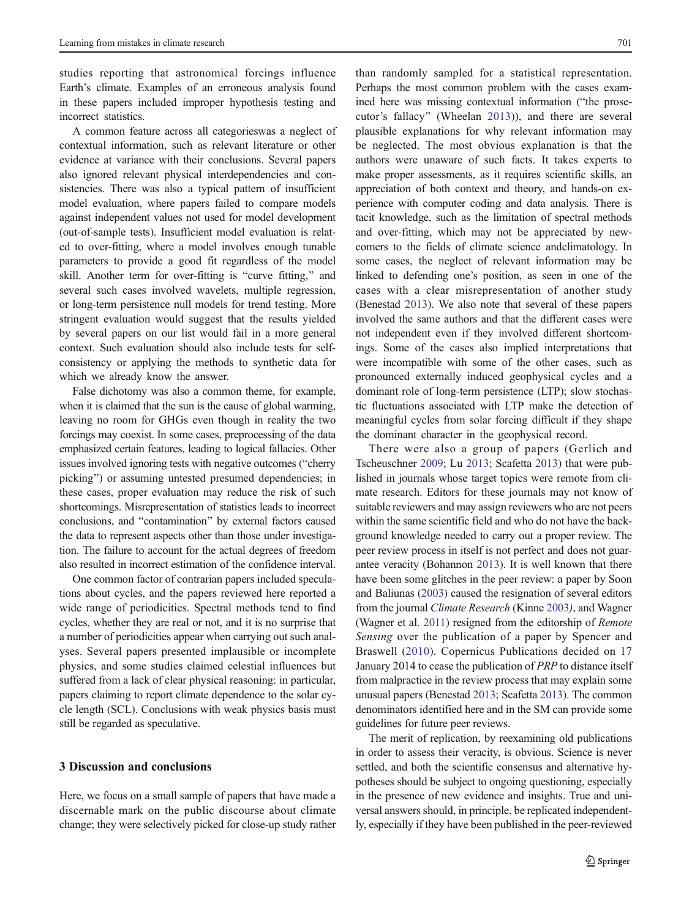studies reporting that astronomical forcings influence Earth's climate. Examples of an erroneous analysis found in these papers included improper hypothesis testing and incorrect statistics.

A common feature across all categorieswas a neglect of contextual information, such as relevant literature or other evidence at variance with their conclusions. Several papers also ignored relevant physical interdependencies and consistencies. There was also a typical pattern of insufficient model evaluation, where papers failed to compare models against independent values not used for model development (out-of-sample tests). Insufficient model evaluation is related to over-fitting, where a model involves enough tunable parameters to provide a good fit regardless of the model skill. Another term for over-fitting is "curve fitting," and several such cases involved wavelets, multiple regression, or long-term persistence null models for trend testing. More stringent evaluation would suggest that the results yielded by several papers on our list would fail in a more general context. Such evaluation should also include tests for self-consistency or applying the methods to synthetic data for which we already know the answer.

False dichotomy was also a common theme, for example, when it is claimed that the sun is the cause of global warming, leaving no room for GHGs even though in reality the two forcings may coexist. In some cases, preprocessing of the data emphasized certain features, leading to logical fallacies. Other issues involved ignoring tests with negative outcomes ("cherry picking") or assuming untested presumed dependencies; in these cases, proper evaluation may reduce the risk of such shortcomings. Misrepresentation of statistics leads to incorrect conclusions, and "contamination" by external factors caused the data to represent aspects other than those under investigation. The failure to account for the actual degrees of freedom also resulted in incorrect estimation of the confidence interval.

One common factor of contrarian papers included speculations about cycles, and the papers reviewed here reported a wide range of periodicities. Spectral methods tend to find cycles, whether they are real or not, and it is no surprise that a number of periodicities appear when carrying out such analyses. Several papers presented implausible or incomplete physics, and some studies claimed celestial influences but suffered from a lack of clear physical reasoning: in particular, papers claiming to report climate dependence to the solar cycle length (SCL). Conclusions with weak physics basis must still be regarded as speculative.

## 3 Discussion and conclusions

Here, we focus on a small sample of papers that have made a discernable mark on the public discourse about climate change; they were selectively picked for close-up study rather than randomly sampled for a statistical representation. Perhaps the most common problem with the cases examined here was missing contextual information ("the prosecutor's fallacy" (Wheelan 2013)), and there are several plausible explanations for why relevant information may be neglected. The most obvious explanation is that the authors were unaware of such facts. It takes experts to make proper assessments, as it requires scientific skills, an appreciation of both context and theory, and hands-on experience with computer coding and data analysis. There is tacit knowledge, such as the limitation of spectral methods and over-fitting, which may not be appreciated by newcomers to the fields of climate science andclimatology. In some cases, the neglect of relevant information may be linked to defending one's position, as seen in one of the cases with a clear misrepresentation of another study (Benestad 2013). We also note that several of these papers involved the same authors and that the different cases were not independent even if they involved different shortcomings. Some of the cases also implied interpretations that were incompatible with some of the other cases, such as pronounced externally induced geophysical cycles and a dominant role of long-term persistence (LTP); slow stochastic fluctuations associated with LTP make the detection of meaningful cycles from solar forcing difficult if they shape the dominant character in the geophysical record.

There were also a group of papers (Gerlich and Tscheuschner 2009; Lu 2013; Scafetta 2013) that were published in journals whose target topics were remote from climate research. Editors for these journals may not know of suitable reviewers and may assign reviewers who are not peers within the same scientific field and who do not have the background knowledge needed to carry out a proper review. The peer review process in itself is not perfect and does not guarantee veracity (Bohannon 2013). It is well known that there have been some glitches in the peer review: a paper by Soon and Baliunas (2003) caused the resignation of several editors from the journal *Climate Research* (Kinne 2003), and Wagner (Wagner et al. 2011) resigned from the editorship of *Remote Sensing* over the publication of a paper by Spencer and Braswell (2010). Copernicus Publications decided on 17 January 2014 to cease the publication of *PRP* to distance itself from malpractice in the review process that may explain some unusual papers (Benestad 2013; Scafetta 2013). The common denominators identified here and in the SM can provide some guidelines for future peer reviews.

The merit of replication, by reexamining old publications in order to assess their veracity, is obvious. Science is never settled, and both the scientific consensus and alternative hypotheses should be subject to ongoing questioning, especially in the presence of new evidence and insights. True and universal answers should, in principle, be replicated independently, especially if they have been published in the peer-reviewed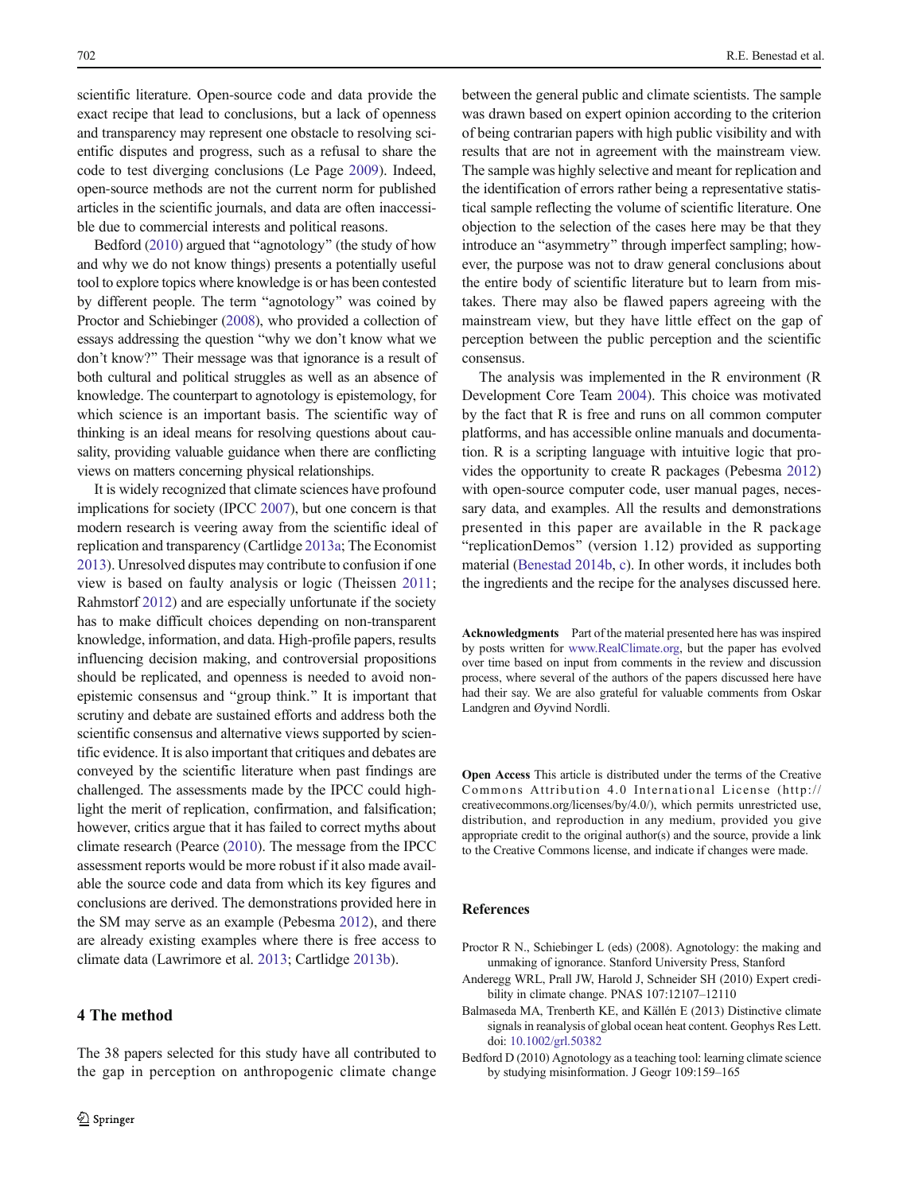scientific literature. Open-source code and data provide the exact recipe that lead to conclusions, but a lack of openness and transparency may represent one obstacle to resolving scientific disputes and progress, such as a refusal to share the code to test diverging conclusions (Le Page 2009). Indeed, open-source methods are not the current norm for published articles in the scientific journals, and data are often inaccessible due to commercial interests and political reasons.

Bedford (2010) argued that "agnotology" (the study of how and why we do not know things) presents a potentially useful tool to explore topics where knowledge is or has been contested by different people. The term "agnotology" was coined by Proctor and Schiebinger (2008), who provided a collection of essays addressing the question "why we don't know what we don't know?" Their message was that ignorance is a result of both cultural and political struggles as well as an absence of knowledge. The counterpart to agnotology is epistemology, for which science is an important basis. The scientific way of thinking is an ideal means for resolving questions about causality, providing valuable guidance when there are conflicting views on matters concerning physical relationships.

It is widely recognized that climate sciences have profound implications for society (IPCC 2007), but one concern is that modern research is veering away from the scientific ideal of replication and transparency (Cartlidge 2013a; The Economist 2013). Unresolved disputes may contribute to confusion if one view is based on faulty analysis or logic (Theissen 2011; Rahmstorf 2012) and are especially unfortunate if the society has to make difficult choices depending on non-transparent knowledge, information, and data. High-profile papers, results influencing decision making, and controversial propositions should be replicated, and openness is needed to avoid non-epistemic consensus and "group think." It is important that scrutiny and debate are sustained efforts and address both the scientific consensus and alternative views supported by scientific evidence. It is also important that critiques and debates are conveyed by the scientific literature when past findings are challenged. The assessments made by the IPCC could highlight the merit of replication, confirmation, and falsification; however, critics argue that it has failed to correct myths about climate research (Pearce (2010). The message from the IPCC assessment reports would be more robust if it also made available the source code and data from which its key figures and conclusions are derived. The demonstrations provided here in the SM may serve as an example (Pebesma 2012), and there are already existing examples where there is free access to climate data (Lawrimore et al. 2013; Cartlidge 2013b).

## 4 The method

The 38 papers selected for this study have all contributed to the gap in perception on anthropogenic climate change between the general public and climate scientists. The sample was drawn based on expert opinion according to the criterion of being contrarian papers with high public visibility and with results that are not in agreement with the mainstream view. The sample was highly selective and meant for replication and the identification of errors rather being a representative statistical sample reflecting the volume of scientific literature. One objection to the selection of the cases here may be that they introduce an "asymmetry" through imperfect sampling; however, the purpose was not to draw general conclusions about the entire body of scientific literature but to learn from mistakes. There may also be flawed papers agreeing with the mainstream view, but they have little effect on the gap of perception between the public perception and the scientific consensus.

The analysis was implemented in the R environment (R Development Core Team 2004). This choice was motivated by the fact that R is free and runs on all common computer platforms, and has accessible online manuals and documentation. R is a scripting language with intuitive logic that provides the opportunity to create R packages (Pebesma 2012) with open-source computer code, user manual pages, necessary data, and examples. All the results and demonstrations presented in this paper are available in the R package "replicationDemos" (version 1.12) provided as supporting material (Benestad 2014b, c). In other words, it includes both the ingredients and the recipe for the analyses discussed here.

**Acknowledgments** Part of the material presented here has was inspired by posts written for www.RealClimate.org, but the paper has evolved over time based on input from comments in the review and discussion process, where several of the authors of the papers discussed here have had their say. We are also grateful for valuable comments from Oskar Landgren and Øyvind Nordli.

**Open Access** This article is distributed under the terms of the Creative Commons Attribution 4.0 International License (http://creativecommons.org/licenses/by/4.0/), which permits unrestricted use, distribution, and reproduction in any medium, provided you give appropriate credit to the original author(s) and the source, provide a link to the Creative Commons license, and indicate if changes were made.

## References

Proctor R N., Schiebinger L (eds) (2008). Agnotology: the making and unmaking of ignorance. Stanford University Press, Stanford

Anderegg WRL, Prall JW, Harold J, Schneider SH (2010) Expert credibility in climate change. PNAS 107:12107–12110

Balmaseda MA, Trenberth KE, and Källén E (2013) Distinctive climate signals in reanalysis of global ocean heat content. Geophys Res Lett. doi: 10.1002/grl.50382

Bedford D (2010) Agnotology as a teaching tool: learning climate science by studying misinformation. J Geogr 109:159–165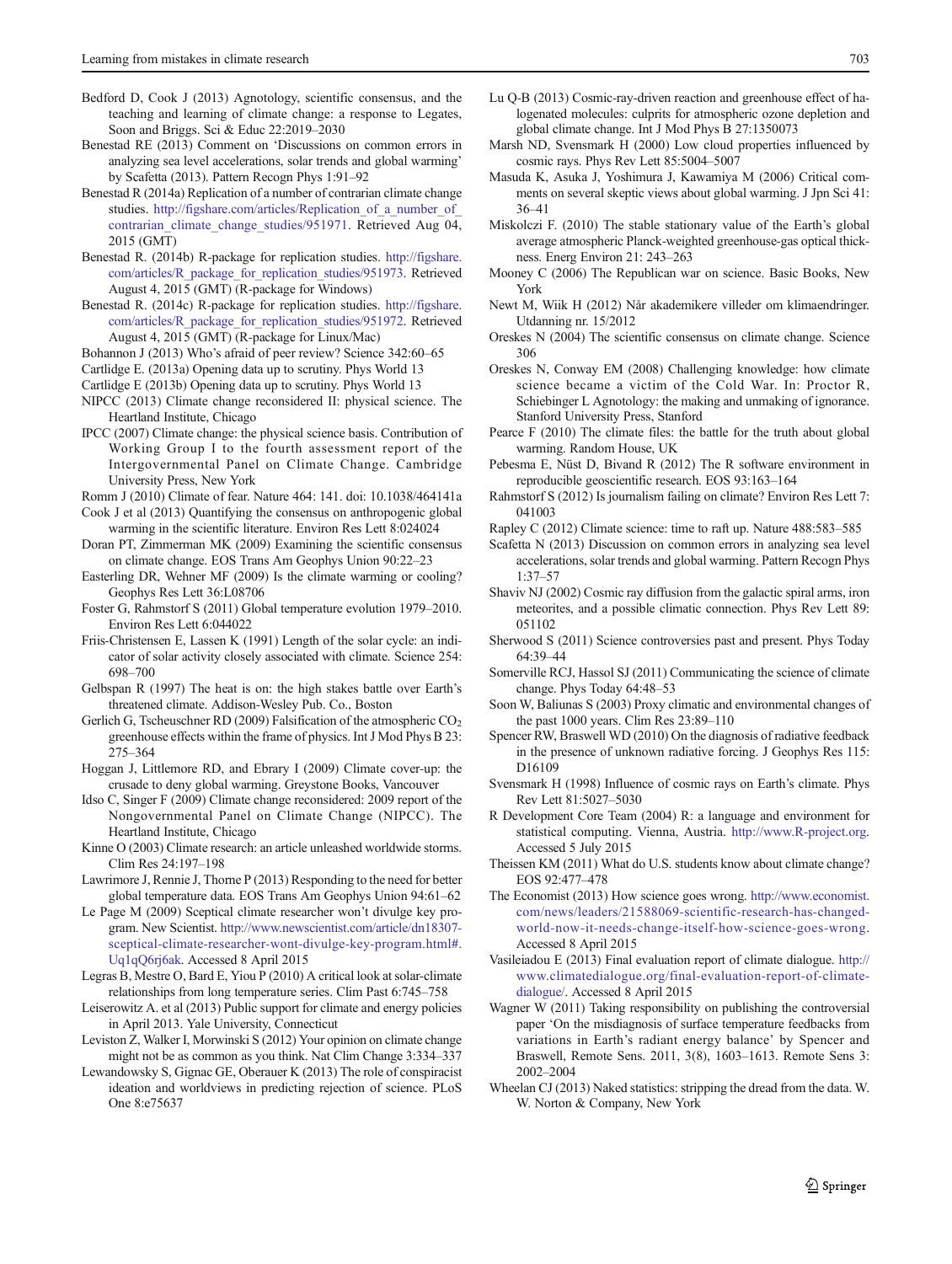Bedford D, Cook J (2013) Agnotology, scientific consensus, and the teaching and learning of climate change: a response to Legates, Soon and Briggs. Sci & Educ 22:2019–2030

Benestad RE (2013) Comment on 'Discussions on common errors in analyzing sea level accelerations, solar trends and global warming' by Scafetta (2013). Pattern Recogn Phys 1:91–92

Benestad R (2014a) Replication of a number of contrarian climate change studies. http://figshare.com/articles/Replication_of_a_number_of_contrarian_climate_change_studies/951971. Retrieved Aug 04, 2015 (GMT)

Benestad R. (2014b) R-package for replication studies. http://figshare.com/articles/R_package_for_replication_studies/951973. Retrieved August 4, 2015 (GMT) (R-package for Windows)

Benestad R. (2014c) R-package for replication studies. http://figshare.com/articles/R_package_for_replication_studies/951972. Retrieved August 4, 2015 (GMT) (R-package for Linux/Mac)

Bohannon J (2013) Who's afraid of peer review? Science 342:60–65

Cartlidge E. (2013a) Opening data up to scrutiny. Phys World 13

Cartlidge E (2013b) Opening data up to scrutiny. Phys World 13

NIPCC (2013) Climate change reconsidered II: physical science. The Heartland Institute, Chicago

IPCC (2007) Climate change: the physical science basis. Contribution of Working Group I to the fourth assessment report of the Intergovernmental Panel on Climate Change. Cambridge University Press, New York

Romm J (2010) Climate of fear. Nature 464: 141. doi: 10.1038/464141a

Cook J et al (2013) Quantifying the consensus on anthropogenic global warming in the scientific literature. Environ Res Lett 8:024024

Doran PT, Zimmerman MK (2009) Examining the scientific consensus on climate change. EOS Trans Am Geophys Union 90:22–23

Easterling DR, Wehner MF (2009) Is the climate warming or cooling? Geophys Res Lett 36:L08706

Foster G, Rahmstorf S (2011) Global temperature evolution 1979–2010. Environ Res Lett 6:044022

Friis-Christensen E, Lassen K (1991) Length of the solar cycle: an indicator of solar activity closely associated with climate. Science 254: 698–700

Gelbspan R (1997) The heat is on: the high stakes battle over Earth's threatened climate. Addison-Wesley Pub. Co., Boston

Gerlich G, Tscheuschner RD (2009) Falsification of the atmospheric $CO_2$ greenhouse effects within the frame of physics. Int J Mod Phys B 23: 275–364

Hoggan J, Littlemore RD, and Ebrary I (2009) Climate cover-up: the crusade to deny global warming. Greystone Books, Vancouver

Idso C, Singer F (2009) Climate change reconsidered: 2009 report of the Nongovernmental Panel on Climate Change (NIPCC). The Heartland Institute, Chicago

Kinne O (2003) Climate research: an article unleashed worldwide storms. Clim Res 24:197–198

Lawrimore J, Rennie J, Thorne P (2013) Responding to the need for better global temperature data. EOS Trans Am Geophys Union 94:61–62

Le Page M (2009) Sceptical climate researcher won't divulge key program. New Scientist. http://www.newscientist.com/article/dn18307-sceptical-climate-researcher-wont-divulge-key-program.html#.Uq1qQ6rj6ak. Accessed 8 April 2015

Legras B, Mestre O, Bard E, Yiou P (2010) A critical look at solar-climate relationships from long temperature series. Clim Past 6:745–758

Leiserowitz A. et al (2013) Public support for climate and energy policies in April 2013. Yale University, Connecticut

Leviston Z, Walker I, Morwinski S (2012) Your opinion on climate change might not be as common as you think. Nat Clim Change 3:334–337

Lewandowsky S, Gignac GE, Oberauer K (2013) The role of conspiracist ideation and worldviews in predicting rejection of science. PLoS One 8:e75637

Lu Q-B (2013) Cosmic-ray-driven reaction and greenhouse effect of halogenated molecules: culprits for atmospheric ozone depletion and global climate change. Int J Mod Phys B 27:1350073

Marsh ND, Svensmark H (2000) Low cloud properties influenced by cosmic rays. Phys Rev Lett 85:5004–5007

Masuda K, Asuka J, Yoshimura J, Kawamiya M (2006) Critical comments on several skeptic views about global warming. J Jpn Sci 41: 36–41

Miskolczi F. (2010) The stable stationary value of the Earth's global average atmospheric Planck-weighted greenhouse-gas optical thickness. Energ Environ 21: 243–263

Mooney C (2006) The Republican war on science. Basic Books, New York

Newt M, Wiik H (2012) Når akademikere villeder om klimaendringer. Utdanning nr. 15/2012

Oreskes N (2004) The scientific consensus on climate change. Science 306

Oreskes N, Conway EM (2008) Challenging knowledge: how climate science became a victim of the Cold War. In: Proctor R, Schiebinger L Agnotology: the making and unmaking of ignorance. Stanford University Press, Stanford

Pearce F (2010) The climate files: the battle for the truth about global warming. Random House, UK

Pebesma E, Nüst D, Bivand R (2012) The R software environment in reproducible geoscientific research. EOS 93:163–164

Rahmstorf S (2012) Is journalism failing on climate? Environ Res Lett 7: 041003

Rapley C (2012) Climate science: time to raft up. Nature 488:583–585

Scafetta N (2013) Discussion on common errors in analyzing sea level accelerations, solar trends and global warming. Pattern Recogn Phys 1:37–57

Shaviv NJ (2002) Cosmic ray diffusion from the galactic spiral arms, iron meteorites, and a possible climatic connection. Phys Rev Lett 89: 051102

Sherwood S (2011) Science controversies past and present. Phys Today 64:39–44

Somerville RCJ, Hassol SJ (2011) Communicating the science of climate change. Phys Today 64:48–53

Soon W, Baliunas S (2003) Proxy climatic and environmental changes of the past 1000 years. Clim Res 23:89–110

Spencer RW, Braswell WD (2010) On the diagnosis of radiative feedback in the presence of unknown radiative forcing. J Geophys Res 115: D16109

Svensmark H (1998) Influence of cosmic rays on Earth's climate. Phys Rev Lett 81:5027–5030

R Development Core Team (2004) R: a language and environment for statistical computing. Vienna, Austria. http://www.R-project.org. Accessed 5 July 2015

Theissen KM (2011) What do U.S. students know about climate change? EOS 92:477–478

The Economist (2013) How science goes wrong. http://www.economist.com/news/leaders/21588069-scientific-research-has-changed-world-now-it-needs-change-itself-how-science-goes-wrong. Accessed 8 April 2015

Vasileiadou E (2013) Final evaluation report of climate dialogue. http://www.climatedialogue.org/final-evaluation-report-of-climate-dialogue/. Accessed 8 April 2015

Wagner W (2011) Taking responsibility on publishing the controversial paper 'On the misdiagnosis of surface temperature feedbacks from variations in Earth's radiant energy balance' by Spencer and Braswell, Remote Sens. 2011, 3(8), 1603–1613. Remote Sens 3: 2002–2004

Wheelan CJ (2013) Naked statistics: stripping the dread from the data. W. W. Norton & Company, New York